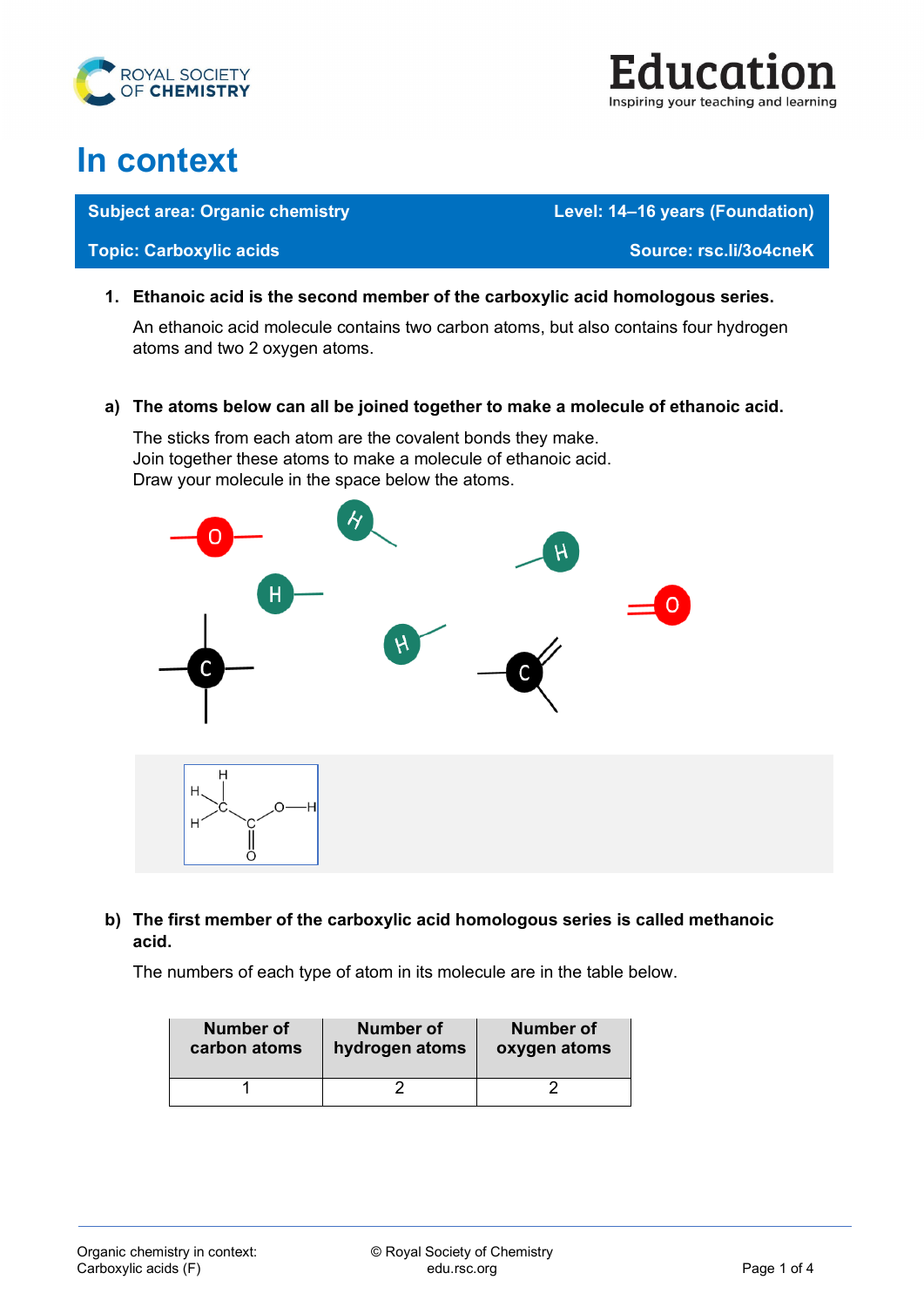# In context

| Subject area: Organic chemistry | Level: 14–16 years (Foundation) |
| --- | --- |
| **Topic: Carboxylic acids** | **Source: rsc.li/3o4cneK** |

1. **Ethanoic acid is the second member of the carboxylic acid homologous series.**

   An ethanoic acid molecule contains two carbon atoms, but also contains four hydrogen atoms and two 2 oxygen atoms.

**a) The atoms below can all be joined together to make a molecule of ethanoic acid.**

The sticks from each atom are the covalent bonds they make.
Join together these atoms to make a molecule of ethanoic acid.
Draw your molecule in the space below the atoms.

O H H H C H C O

**b) The first member of the carboxylic acid homologous series is called methanoic acid.**

The numbers of each type of atom in its molecule are in the table below.

| Number of carbon atoms | Number of hydrogen atoms | Number of oxygen atoms |
| --- | --- | --- |
| 1 | 2 | 2 |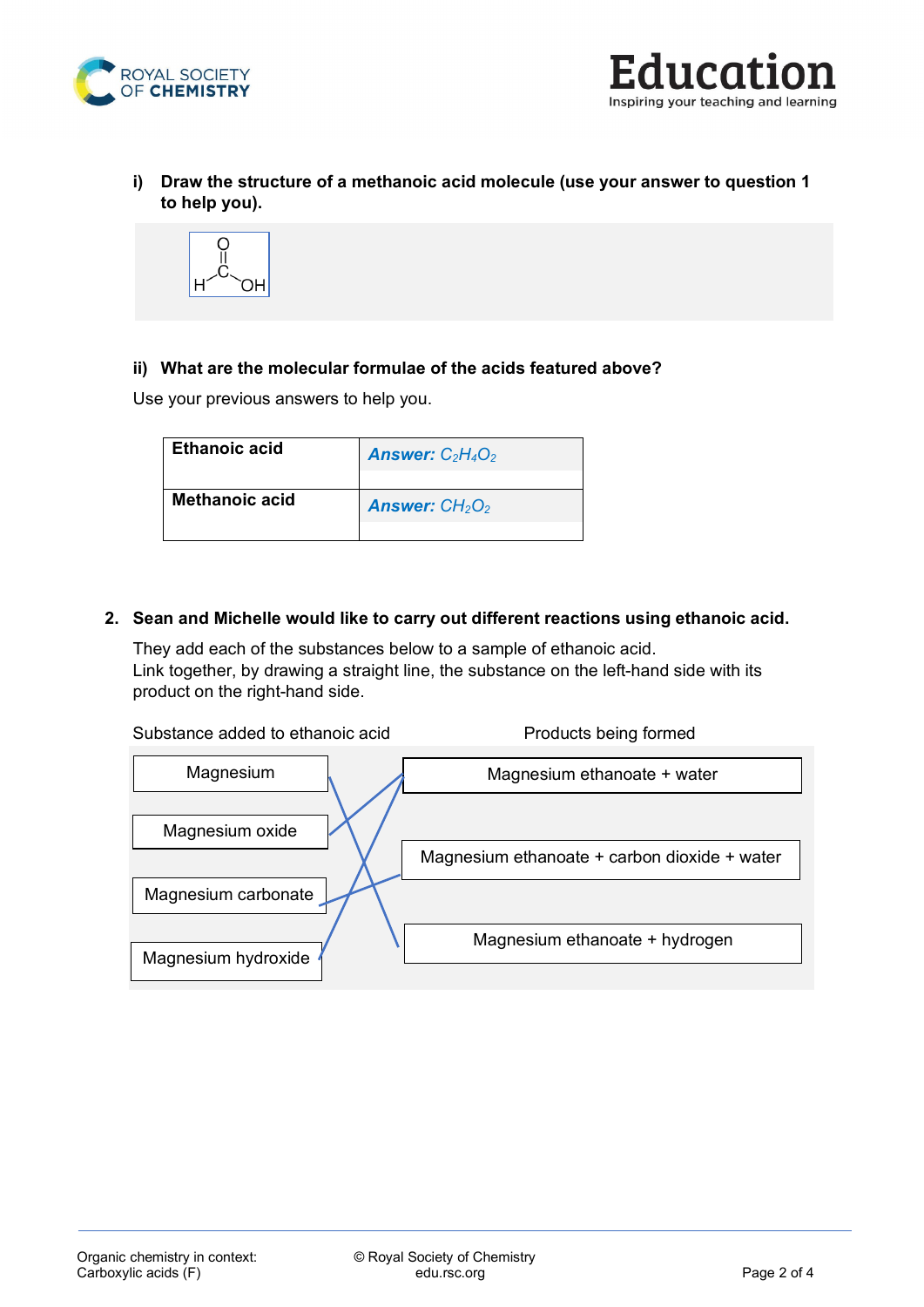**i) Draw the structure of a methanoic acid molecule (use your answer to question 1 to help you).**

```
    O
    ‖
H ⁄ C ⁀ OH
```

**ii) What are the molecular formulae of the acids featured above?**

Use your previous answers to help you.

| | |
|---|---|
| **Ethanoic acid** | ***Answer:*** *$C_2H_4O_2$* |
| **Methanoic acid** | ***Answer:*** *$CH_2O_2$* |

**2. Sean and Michelle would like to carry out different reactions using ethanoic acid.**

They add each of the substances below to a sample of ethanoic acid.
Link together, by drawing a straight line, the substance on the left-hand side with its product on the right-hand side.

| Substance added to ethanoic acid | Products being formed |
|---|---|
| Magnesium | Magnesium ethanoate + water |
| Magnesium oxide | Magnesium ethanoate + carbon dioxide + water |
| Magnesium carbonate | Magnesium ethanoate + hydrogen |
| Magnesium hydroxide | |

Lines drawn:
- Magnesium → Magnesium ethanoate + hydrogen
- Magnesium oxide → Magnesium ethanoate + water
- Magnesium carbonate → Magnesium ethanoate + carbon dioxide + water
- Magnesium hydroxide → Magnesium ethanoate + water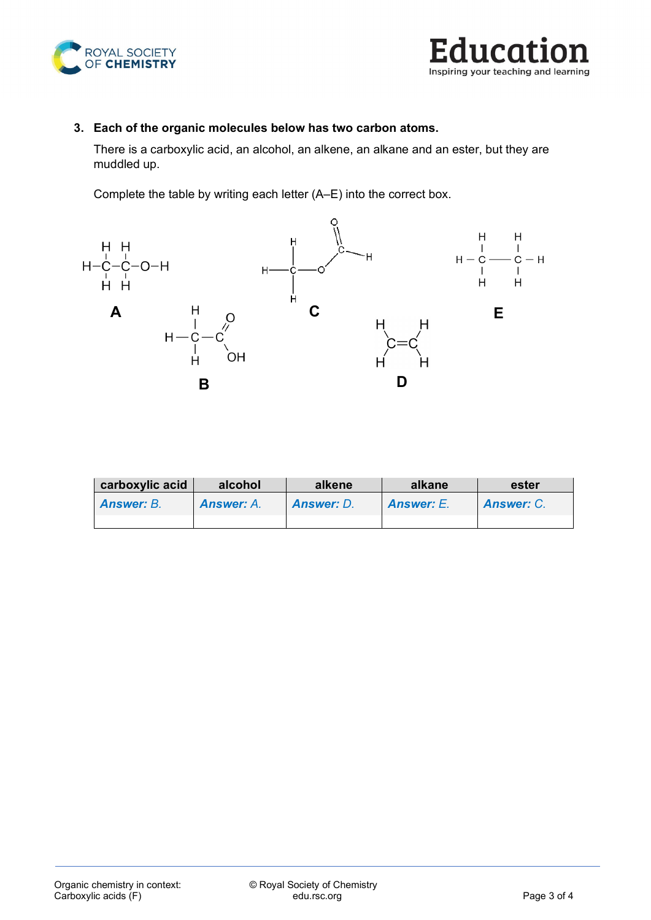3. **Each of the organic molecules below has two carbon atoms.**

   There is a carboxylic acid, an alcohol, an alkene, an alkane and an ester, but they are muddled up.

   Complete the table by writing each letter (A–E) into the correct box.

**A**

**B**

**C**

**D**

**E**

| carboxylic acid | alcohol | alkene | alkane | ester |
|---|---|---|---|---|
| ***Answer:*** *B.* | ***Answer:*** *A.* | ***Answer:*** *D.* | ***Answer:*** *E.* | ***Answer:*** *C.* |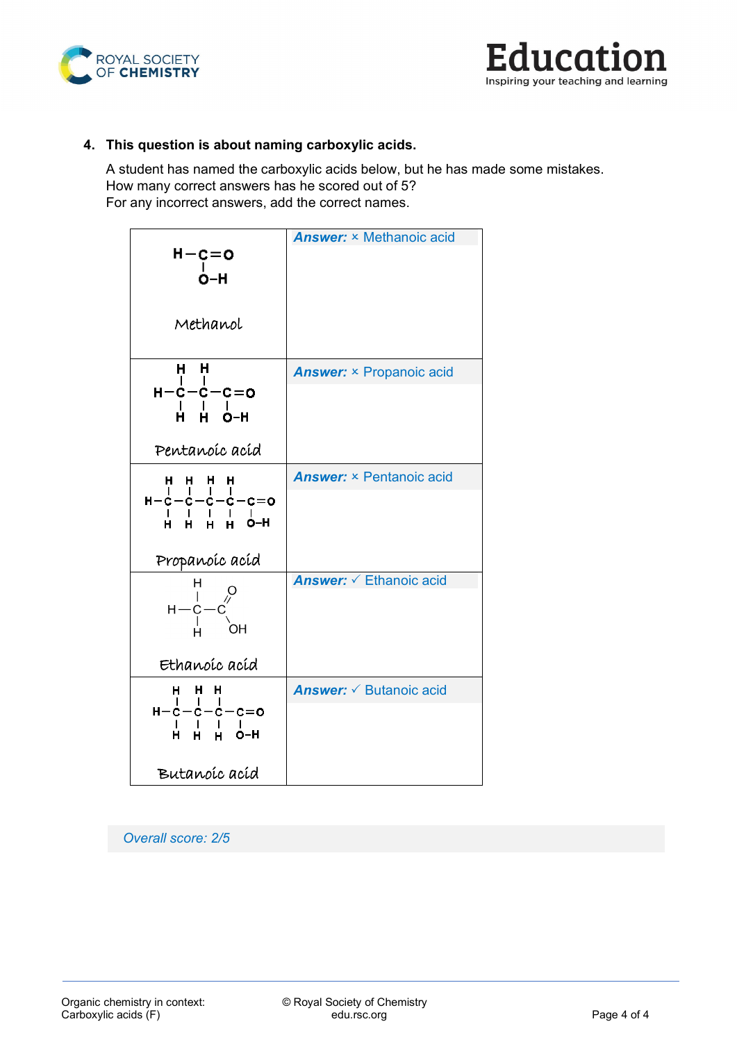4. **This question is about naming carboxylic acids.**

   A student has named the carboxylic acids below, but he has made some mistakes.
   How many correct answers has he scored out of 5?
   For any incorrect answers, add the correct names.

| | |
|---|---|
| H–C(=O)–O–H<br><br>Methanol | ***Answer:*** × Methanoic acid |
| $CH_3$–$CH_2$–C(=O)–O–H<br><br>Pentanoic acid | ***Answer:*** × Propanoic acid |
| $CH_3$–$CH_2$–$CH_2$–$CH_2$–C(=O)–O–H<br><br>Propanoic acid | ***Answer:*** × Pentanoic acid |
| $CH_3$–C(=O)OH<br><br>Ethanoic acid | ***Answer:*** ✓ Ethanoic acid |
| $CH_3$–$CH_2$–$CH_2$–C(=O)–O–H<br><br>Butanoic acid | ***Answer:*** ✓ Butanoic acid |

*Overall score: 2/5*